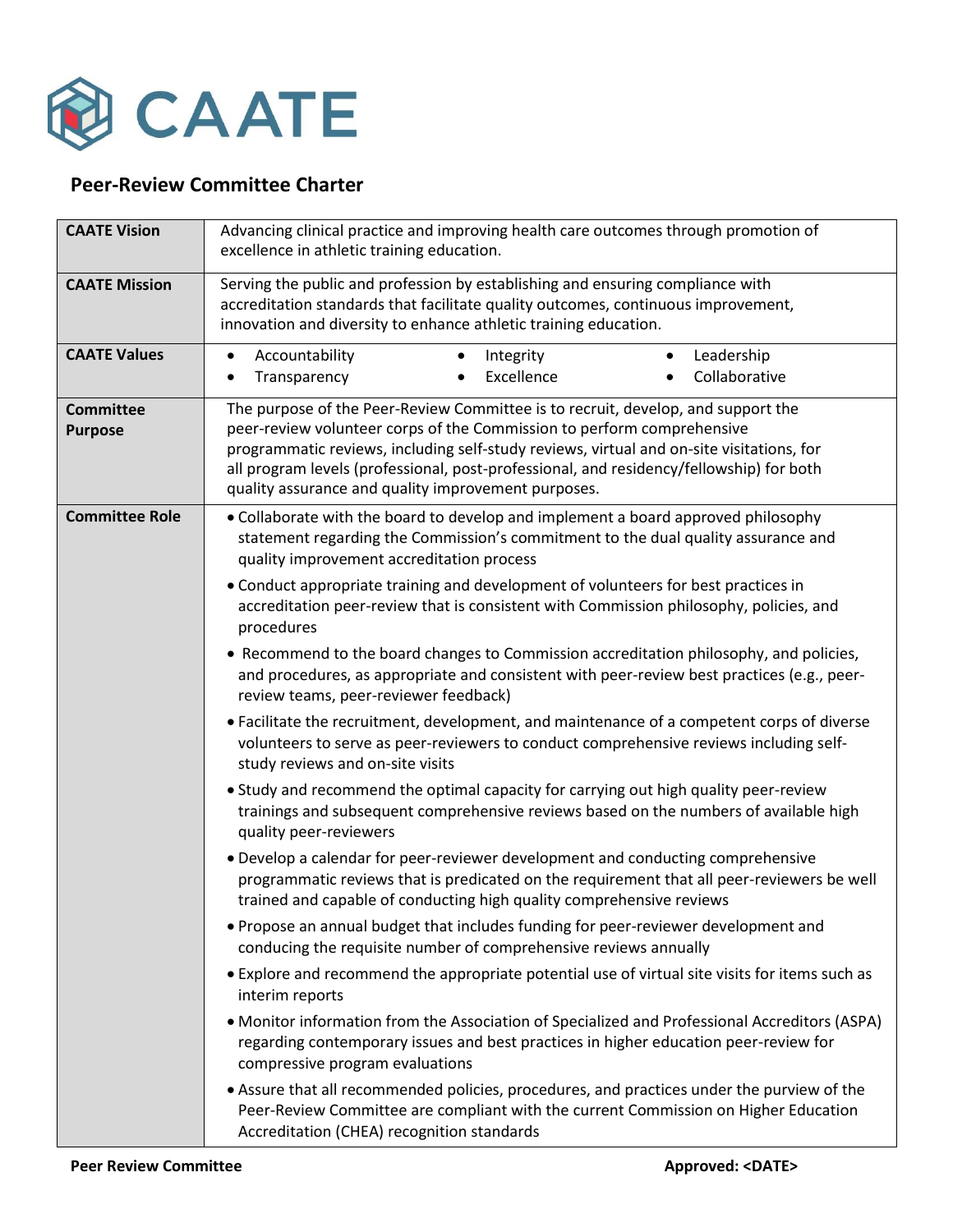CAATE

## Peer-Review Committee Charter

| | |
|---|---|
| **CAATE Vision** | Advancing clinical practice and improving health care outcomes through promotion of excellence in athletic training education. |
| **CAATE Mission** | Serving the public and profession by establishing and ensuring compliance with accreditation standards that facilitate quality outcomes, continuous improvement, innovation and diversity to enhance athletic training education. |
| **CAATE Values** | • Accountability • Integrity • Leadership • Transparency • Excellence • Collaborative |
| **Committee Purpose** | The purpose of the Peer-Review Committee is to recruit, develop, and support the peer-review volunteer corps of the Commission to perform comprehensive programmatic reviews, including self-study reviews, virtual and on-site visitations, for all program levels (professional, post-professional, and residency/fellowship) for both quality assurance and quality improvement purposes. |
| **Committee Role** | • Collaborate with the board to develop and implement a board approved philosophy statement regarding the Commission's commitment to the dual quality assurance and quality improvement accreditation process<br>• Conduct appropriate training and development of volunteers for best practices in accreditation peer-review that is consistent with Commission philosophy, policies, and procedures<br>• Recommend to the board changes to Commission accreditation philosophy, and policies, and procedures, as appropriate and consistent with peer-review best practices (e.g., peer-review teams, peer-reviewer feedback)<br>• Facilitate the recruitment, development, and maintenance of a competent corps of diverse volunteers to serve as peer-reviewers to conduct comprehensive reviews including self-study reviews and on-site visits<br>• Study and recommend the optimal capacity for carrying out high quality peer-review trainings and subsequent comprehensive reviews based on the numbers of available high quality peer-reviewers<br>• Develop a calendar for peer-reviewer development and conducting comprehensive programmatic reviews that is predicated on the requirement that all peer-reviewers be well trained and capable of conducting high quality comprehensive reviews<br>• Propose an annual budget that includes funding for peer-reviewer development and conducing the requisite number of comprehensive reviews annually<br>• Explore and recommend the appropriate potential use of virtual site visits for items such as interim reports<br>• Monitor information from the Association of Specialized and Professional Accreditors (ASPA) regarding contemporary issues and best practices in higher education peer-review for compressive program evaluations<br>• Assure that all recommended policies, procedures, and practices under the purview of the Peer-Review Committee are compliant with the current Commission on Higher Education Accreditation (CHEA) recognition standards |

**Peer Review Committee** **Approved: <DATE>**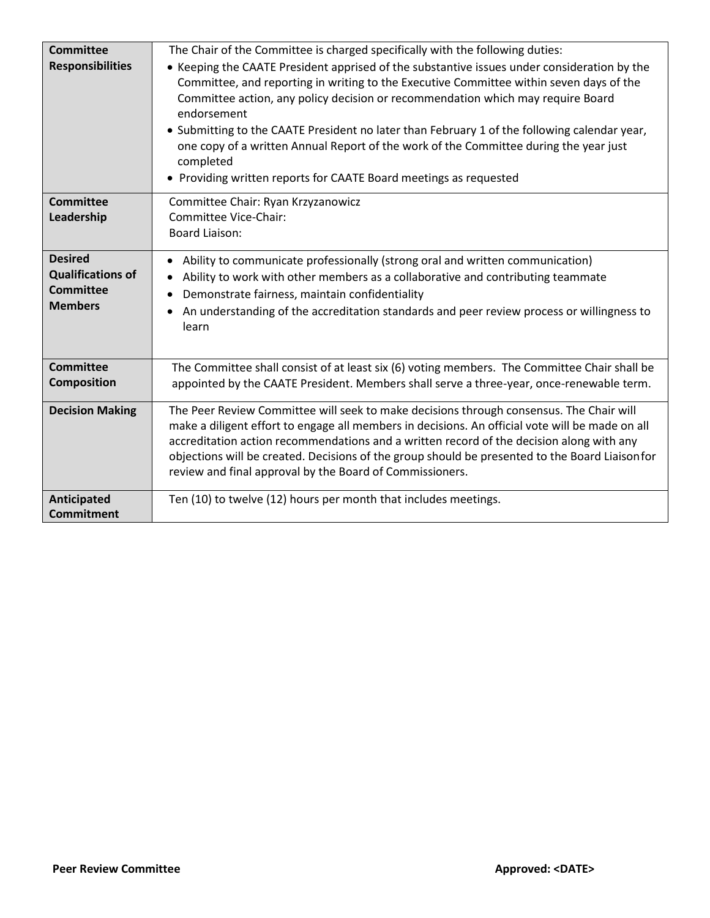| | |
|---|---|
| **Committee Responsibilities** | The Chair of the Committee is charged specifically with the following duties:<br>• Keeping the CAATE President apprised of the substantive issues under consideration by the Committee, and reporting in writing to the Executive Committee within seven days of the Committee action, any policy decision or recommendation which may require Board endorsement<br>• Submitting to the CAATE President no later than February 1 of the following calendar year, one copy of a written Annual Report of the work of the Committee during the year just completed<br>• Providing written reports for CAATE Board meetings as requested |
| **Committee Leadership** | Committee Chair: Ryan Krzyzanowicz<br>Committee Vice-Chair:<br>Board Liaison: |
| **Desired Qualifications of Committee Members** | • Ability to communicate professionally (strong oral and written communication)<br>• Ability to work with other members as a collaborative and contributing teammate<br>• Demonstrate fairness, maintain confidentiality<br>• An understanding of the accreditation standards and peer review process or willingness to learn |
| **Committee Composition** | The Committee shall consist of at least six (6) voting members. The Committee Chair shall be appointed by the CAATE President. Members shall serve a three-year, once-renewable term. |
| **Decision Making** | The Peer Review Committee will seek to make decisions through consensus. The Chair will make a diligent effort to engage all members in decisions. An official vote will be made on all accreditation action recommendations and a written record of the decision along with any objections will be created. Decisions of the group should be presented to the Board Liaison for review and final approval by the Board of Commissioners. |
| **Anticipated Commitment** | Ten (10) to twelve (12) hours per month that includes meetings. |

**Peer Review Committee** **Approved: <DATE>**